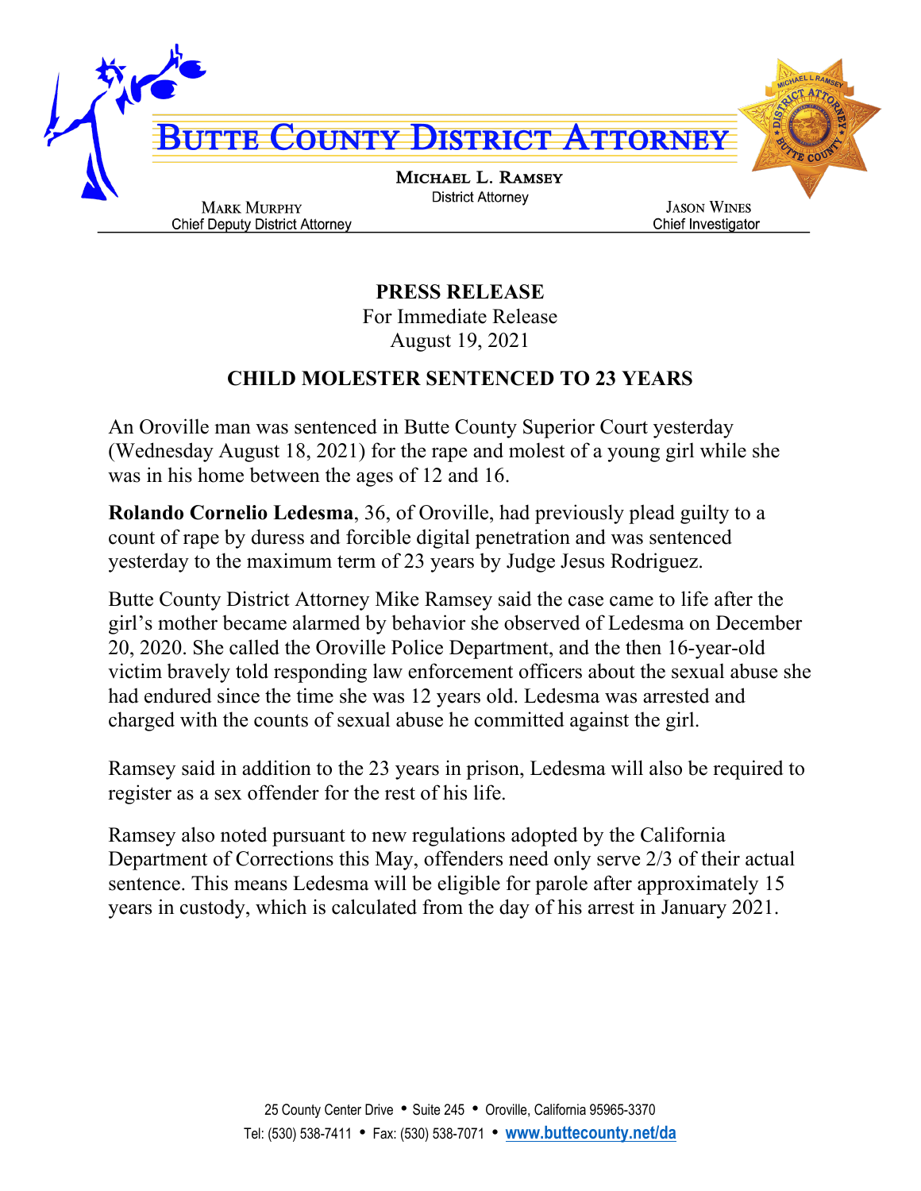# BUTTE COUNTY DISTRICT ATTORNEY

**MICHAEL L. RAMSEY**
District Attorney

MARK MURPHY
Chief Deputy District Attorney

JASON WINES
Chief Investigator

**PRESS RELEASE**
For Immediate Release
August 19, 2021

## CHILD MOLESTER SENTENCED TO 23 YEARS

An Oroville man was sentenced in Butte County Superior Court yesterday (Wednesday August 18, 2021) for the rape and molest of a young girl while she was in his home between the ages of 12 and 16.

**Rolando Cornelio Ledesma**, 36, of Oroville, had previously plead guilty to a count of rape by duress and forcible digital penetration and was sentenced yesterday to the maximum term of 23 years by Judge Jesus Rodriguez.

Butte County District Attorney Mike Ramsey said the case came to life after the girl's mother became alarmed by behavior she observed of Ledesma on December 20, 2020. She called the Oroville Police Department, and the then 16-year-old victim bravely told responding law enforcement officers about the sexual abuse she had endured since the time she was 12 years old. Ledesma was arrested and charged with the counts of sexual abuse he committed against the girl.

Ramsey said in addition to the 23 years in prison, Ledesma will also be required to register as a sex offender for the rest of his life.

Ramsey also noted pursuant to new regulations adopted by the California Department of Corrections this May, offenders need only serve 2/3 of their actual sentence. This means Ledesma will be eligible for parole after approximately 15 years in custody, which is calculated from the day of his arrest in January 2021.

25 County Center Drive • Suite 245 • Oroville, California 95965-3370
Tel: (530) 538-7411 • Fax: (530) 538-7071 • www.buttecounty.net/da